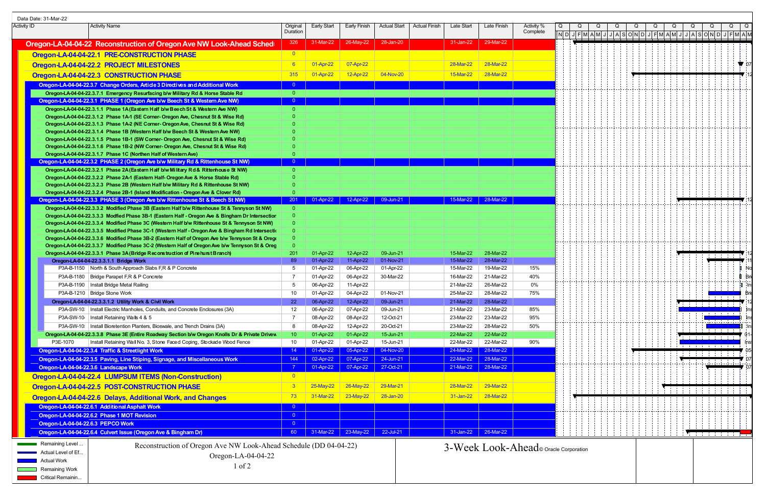Data Date: 31-Mar-22

| Activity ID | Activity Name | Original Duration | Early Start | Early Finish | Actual Start | Actual Finish | Late Start | Late Finish | Activity % Complete |
|---|---|---|---|---|---|---|---|---|---|
| Oregon-LA-04-04-22 Reconstruction of Oregon Ave NW Look-Ahead Sched | | 326 | 31-Mar-22 | 26-May-22 | 28-Jan-20 | | 31-Jan-22 | 29-Mar-22 | |
| Oregon-LA-04-04-22.1 PRE-CONSTRUCTION PHASE | | 0 | | | | | | | |
| Oregon-LA-04-04-22.2 PROJECT MILESTONES | | 6 | 01-Apr-22 | 07-Apr-22 | | | 28-Mar-22 | 28-Mar-22 | |
| Oregon-LA-04-04-22.3 CONSTRUCTION PHASE | | 315 | 01-Apr-22 | 12-Apr-22 | 04-Nov-20 | | 15-Mar-22 | 28-Mar-22 | |
| Oregon-LA-04-04-22.3.7 Change Orders, Article 3 Directives and Additional Work | | 0 | | | | | | | |
| Oregon-LA-04-04-22.3.7.1 Emergency Resurfacing b/w Military Rd & Horse Stable Rd | | 0 | | | | | | | |
| Oregon-LA-04-04-22.3.1 PHASE 1 (Oregon Ave b/w Beech St & Western Ave NW) | | 0 | | | | | | | |
| Oregon-LA-04-04-22.3.1.1 Phase 1A (Eastern Half b/w Beech St & Western Ave NW) | | 0 | | | | | | | |
| Oregon-LA-04-04-22.3.1.2 Phase 1A-1 (SE Corner- Oregon Ave, Chesnut St & Wise Rd) | | 0 | | | | | | | |
| Oregon-LA-04-04-22.3.1.3 Phase 1A-2 (NE Corner- Oregon Ave, Chesnut St & Wise Rd) | | 0 | | | | | | | |
| Oregon-LA-04-04-22.3.1.4 Phase 1B (Western Half b/w Beech St & Western Ave NW) | | 0 | | | | | | | |
| Oregon-LA-04-04-22.3.1.5 Phase 1B-1 (SW Corner- Oregon Ave, Chesnut St & Wise Rd) | | 0 | | | | | | | |
| Oregon-LA-04-04-22.3.1.6 Phase 1B-2 (NW Corner- Oregon Ave, Chesnut St & Wise Rd) | | 0 | | | | | | | |
| Oregon-LA-04-04-22.3.1.7 Phase 1C (Northen Half of Western Ave) | | 0 | | | | | | | |
| Oregon-LA-04-04-22.3.2 PHASE 2 (Oregon Ave b/w Military Rd & Rittenhouse St NW) | | 0 | | | | | | | |
| Oregon-LA-04-04-22.3.2.1 Phase 2A (Eastern Half b/w Military Rd & Rittenhouse St NW) | | 0 | | | | | | | |
| Oregon-LA-04-04-22.3.2.2 Phase 2A-1 (Eastern Half- Oregon Ave & Horse Stable Rd) | | 0 | | | | | | | |
| Oregon-LA-04-04-22.3.2.3 Phase 2B (Western Half b/w Military Rd & Rittenhouse St NW) | | 0 | | | | | | | |
| Oregon-LA-04-04-22.3.2.4 Phase 2B-1 (Island Modification - Oregon Ave & Clover Rd) | | 0 | | | | | | | |
| Oregon-LA-04-04-22.3.3 PHASE 3 (Oregon Ave b/w Rittenhouse St & Beech St NW) | | 201 | 01-Apr-22 | 12-Apr-22 | 09-Jun-21 | | 15-Mar-22 | 28-Mar-22 | |
| Oregon-LA-04-04-22.3.3.2 Modified Phase 3B (Eastern Half b/w Rittenhouse St & Tennyson St NW) | | 0 | | | | | | | |
| Oregon-LA-04-04-22.3.3.3 Modfied Phase 3B-1 (Eastern Half - Oregon Ave & Bingham Dr Intersection | | 0 | | | | | | | |
| Oregon-LA-04-04-22.3.3.4 Modified Phase 3C (Western Half b/w Rittenhouse St & Tennyson St NW) | | 0 | | | | | | | |
| Oregon-LA-04-04-22.3.3.5 Modified Phase 3C-1 (Western Half - Oregon Ave & Bingham Rd Intersecti | | 0 | | | | | | | |
| Oregon-LA-04-04-22.3.3.6 Modified Phase 3B-2 (Eastern Half of Oregon Ave b/w Tennyson St & Oreg | | 0 | | | | | | | |
| Oregon-LA-04-04-22.3.3.7 Modified Phase 3C-2 (Western Half of Oregon Ave b/w Tennyson St & Oreg | | 0 | | | | | | | |
| Oregon-LA-04-04-22.3.3.1 Phase 3A (Bridge Reconstruction of Pinehurst Branch) | | 201 | 01-Apr-22 | 12-Apr-22 | 09-Jun-21 | | 15-Mar-22 | 28-Mar-22 | |
| Oregon-LA-04-04-22.3.3.1.1 Bridge Work | | 89 | 01-Apr-22 | 11-Apr-22 | 01-Nov-21 | | 15-Mar-22 | 28-Mar-22 | |
| P3A-B-1150 | North & South Approach Slabs F,R & P Concrete | 5 | 01-Apr-22 | 06-Apr-22 | 01-Apr-22 | | 15-Mar-22 | 19-Mar-22 | 15% |
| P3A-B-1180 | Bridge Parapet F,R & P Concrete | 7 | 01-Apr-22 | 06-Apr-22 | 30-Mar-22 | | 16-Mar-22 | 21-Mar-22 | 40% |
| P3A-B-1190 | Install Bridge Metal Railing | 5 | 06-Apr-22 | 11-Apr-22 | | | 21-Mar-22 | 26-Mar-22 | 0% |
| P3A-B-1210 | Bridge Stone Work | 10 | 01-Apr-22 | 04-Apr-22 | 01-Nov-21 | | 25-Mar-22 | 28-Mar-22 | 75% |
| Oregon-LA-04-04-22.3.3.1.2 Utility Work & Civil Work | | 22 | 06-Apr-22 | 12-Apr-22 | 09-Jun-21 | | 21-Mar-22 | 28-Mar-22 | |
| P3A-SW-10 | Install Electric Manholes, Conduits, and Concrete Enclosures (3A) | 12 | 06-Apr-22 | 07-Apr-22 | 09-Jun-21 | | 21-Mar-22 | 23-Mar-22 | 85% |
| P3A-SW-10 | Install Retaining Walls 4 & 5 | 7 | 08-Apr-22 | 08-Apr-22 | 12-Oct-21 | | 23-Mar-22 | 23-Mar-22 | 95% |
| P3A-SW-10 | Install Bioretention Planters, Bioswale, and Trench Drains (3A) | 8 | 08-Apr-22 | 12-Apr-22 | 20-Oct-21 | | 23-Mar-22 | 28-Mar-22 | 50% |
| Oregon-LA-04-04-22.3.3.8 Phase 3E (Entire Roadway Section b/w Oregon Knolls Dr & Private Drivew | | 10 | 01-Apr-22 | 01-Apr-22 | 15-Jun-21 | | 22-Mar-22 | 22-Mar-22 | |
| P3E-1070 | Install Retaining Wall No. 3, Stone Faced Coping, Stockade Wood Fence | 10 | 01-Apr-22 | 01-Apr-22 | 15-Jun-21 | | 22-Mar-22 | 22-Mar-22 | 90% |
| Oregon-LA-04-04-22.3.4 Traffic & Streetlight Work | | 14 | 01-Apr-22 | 05-Apr-22 | 04-Nov-20 | | 24-Mar-22 | 28-Mar-22 | |
| Oregon-LA-04-04-22.3.5 Paving, Line Stiping, Signage, and Miscellaneous Work | | 144 | 02-Apr-22 | 07-Apr-22 | 24-Jun-21 | | 22-Mar-22 | 28-Mar-22 | |
| Oregon-LA-04-04-22.3.6 Landscape Work | | 7 | 01-Apr-22 | 07-Apr-22 | 27-Oct-21 | | 21-Mar-22 | 28-Mar-22 | |
| Oregon-LA-04-04-22.4 LUMPSUM ITEMS (Non-Construction) | | 0 | | | | | | | |
| Oregon-LA-04-04-22.5 POST-CONSTRUCTION PHASE | | 3 | 25-May-22 | 26-May-22 | 29-Mar-21 | | 28-Mar-22 | 29-Mar-22 | |
| Oregon-LA-04-04-22.6 Delays, Additional Work, and Changes | | 73 | 31-Mar-22 | 23-May-22 | 28-Jan-20 | | 31-Jan-22 | 28-Mar-22 | |
| Oregon-LA-04-04-22.6.1 Additional Asphalt Work | | 0 | | | | | | | |
| Oregon-LA-04-04-22.6.2 Phase 1 MOT Revision | | 0 | | | | | | | |
| Oregon-LA-04-04-22.6.3 PEPCO Work | | 0 | | | | | | | |
| Oregon-LA-04-04-22.6.4 Culvert Issue (Oregon Ave & Bingham Dr) | | 60 | 31-Mar-22 | 23-May-22 | 22-Jul-21 | | 31-Jan-22 | 26-Mar-22 | |

Legend: Remaining Level ... / Actual Level of Ef... / Actual Work / Remaining Work / Critical Remainin...

Reconstruction of Oregon Ave NW Look-Ahead Schedule (DD 04-04-22)
Oregon-LA-04-04-22

3-Week Look-Ahead © Oracle Corporation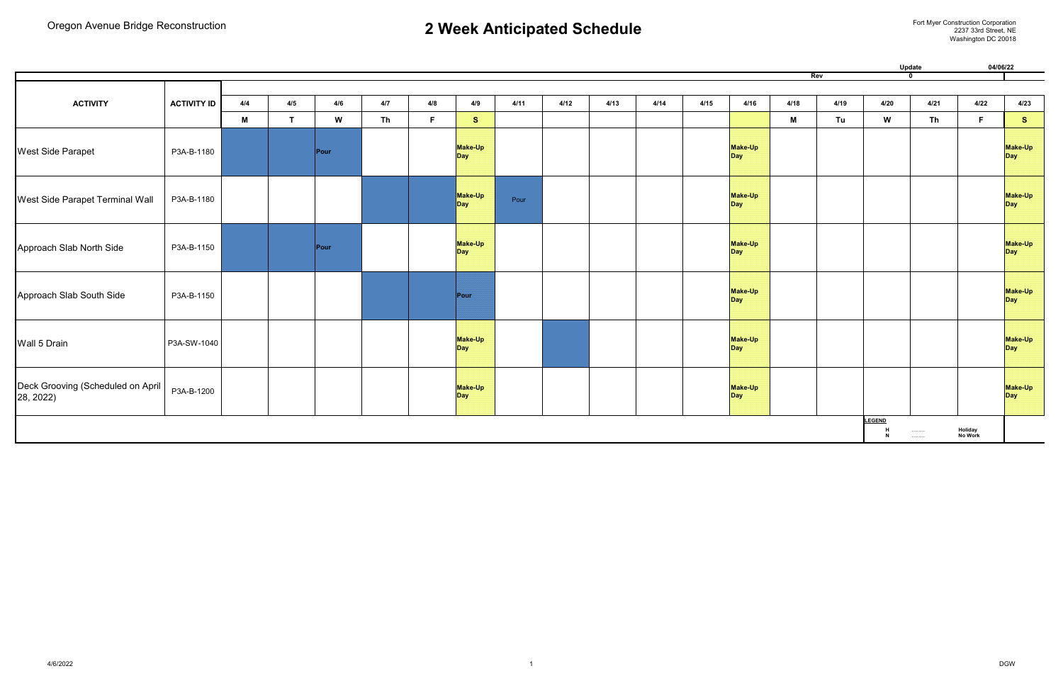Oregon Avenue Bridge Reconstruction

# 2 Week Anticipated Schedule

Fort Myer Construction Corporation
2237 33rd Street, NE
Washington DC 20018

Update 0 — 04/06/22

Rev

| ACTIVITY | ACTIVITY ID | 4/4 | 4/5 | 4/6 | 4/7 | 4/8 | 4/9 | 4/11 | 4/12 | 4/13 | 4/14 | 4/15 | 4/16 | 4/18 | 4/19 | 4/20 | 4/21 | 4/22 | 4/23 |
|---|---|---|---|---|---|---|---|---|---|---|---|---|---|---|---|---|---|---|---|
| | | M | T | W | Th | F | S | | | | | | | M | Tu | W | Th | F | S |
| West Side Parapet | P3A-B-1180 | | | Pour | | | Make-Up Day | | | | | | Make-Up Day | | | | | | Make-Up Day |
| West Side Parapet Terminal Wall | P3A-B-1180 | | | | | | Make-Up Day | Pour | | | | | Make-Up Day | | | | | | Make-Up Day |
| Approach Slab North Side | P3A-B-1150 | | | Pour | | | Make-Up Day | | | | | | Make-Up Day | | | | | | Make-Up Day |
| Approach Slab South Side | P3A-B-1150 | | | | | | Pour | | | | | | Make-Up Day | | | | | | Make-Up Day |
| Wall 5 Drain | P3A-SW-1040 | | | | | | Make-Up Day | | | | | | Make-Up Day | | | | | | Make-Up Day |
| Deck Grooving (Scheduled on April 28, 2022) | P3A-B-1200 | | | | | | Make-Up Day | | | | | | Make-Up Day | | | | | | Make-Up Day |

LEGEND
H ........ Holiday
N ........ No Work

4/6/2022

DGW